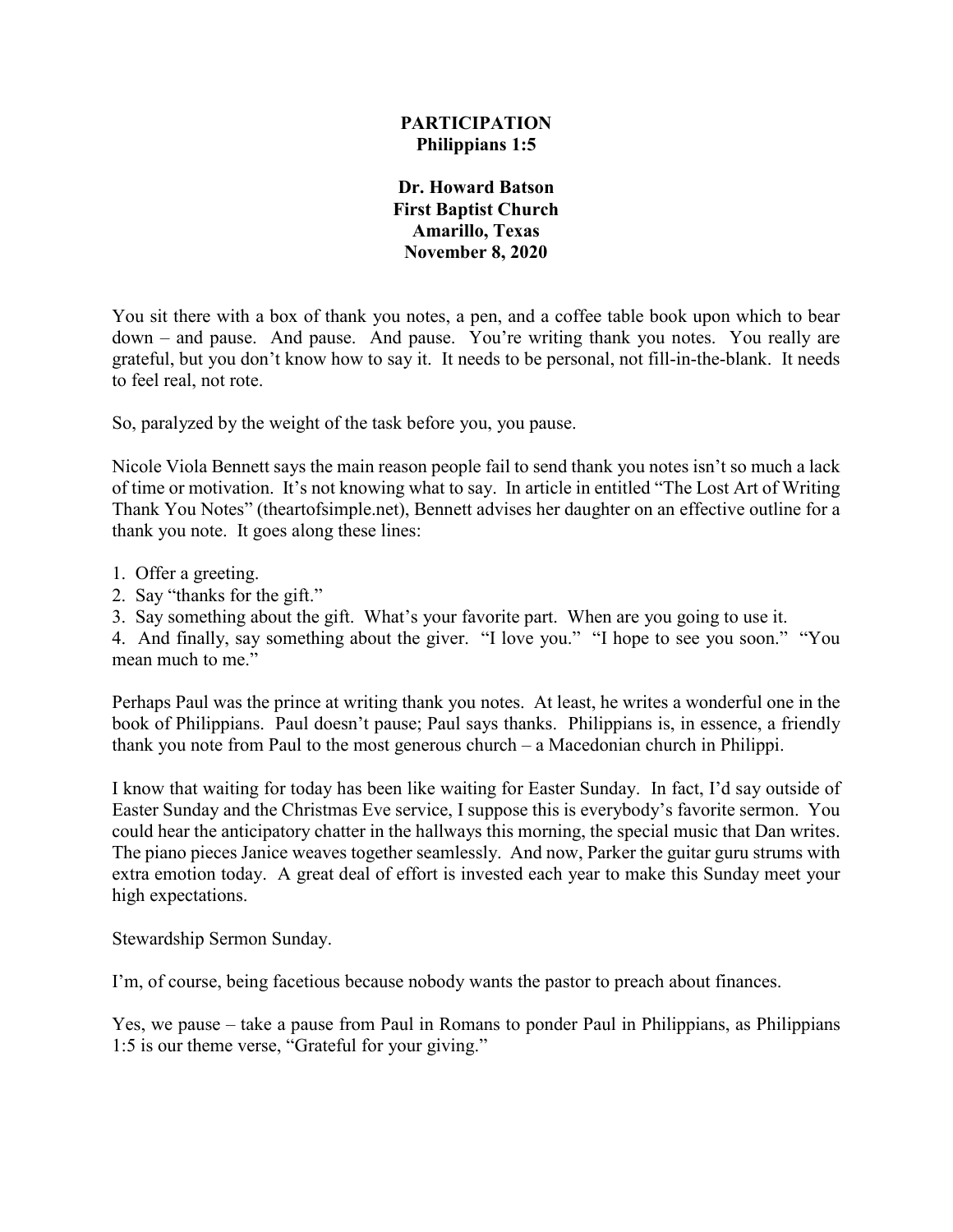# PARTICIPATION
## Philippians 1:5

**Dr. Howard Batson**
**First Baptist Church**
**Amarillo, Texas**
**November 8, 2020**

You sit there with a box of thank you notes, a pen, and a coffee table book upon which to bear down – and pause. And pause. And pause. You're writing thank you notes. You really are grateful, but you don't know how to say it. It needs to be personal, not fill-in-the-blank. It needs to feel real, not rote.

So, paralyzed by the weight of the task before you, you pause.

Nicole Viola Bennett says the main reason people fail to send thank you notes isn't so much a lack of time or motivation. It's not knowing what to say. In article in entitled "The Lost Art of Writing Thank You Notes" (theartofsimple.net), Bennett advises her daughter on an effective outline for a thank you note. It goes along these lines:

1. Offer a greeting.
2. Say "thanks for the gift."
3. Say something about the gift. What's your favorite part. When are you going to use it.
4. And finally, say something about the giver. "I love you." "I hope to see you soon." "You mean much to me."

Perhaps Paul was the prince at writing thank you notes. At least, he writes a wonderful one in the book of Philippians. Paul doesn't pause; Paul says thanks. Philippians is, in essence, a friendly thank you note from Paul to the most generous church – a Macedonian church in Philippi.

I know that waiting for today has been like waiting for Easter Sunday. In fact, I'd say outside of Easter Sunday and the Christmas Eve service, I suppose this is everybody's favorite sermon. You could hear the anticipatory chatter in the hallways this morning, the special music that Dan writes. The piano pieces Janice weaves together seamlessly. And now, Parker the guitar guru strums with extra emotion today. A great deal of effort is invested each year to make this Sunday meet your high expectations.

Stewardship Sermon Sunday.

I'm, of course, being facetious because nobody wants the pastor to preach about finances.

Yes, we pause – take a pause from Paul in Romans to ponder Paul in Philippians, as Philippians 1:5 is our theme verse, "Grateful for your giving."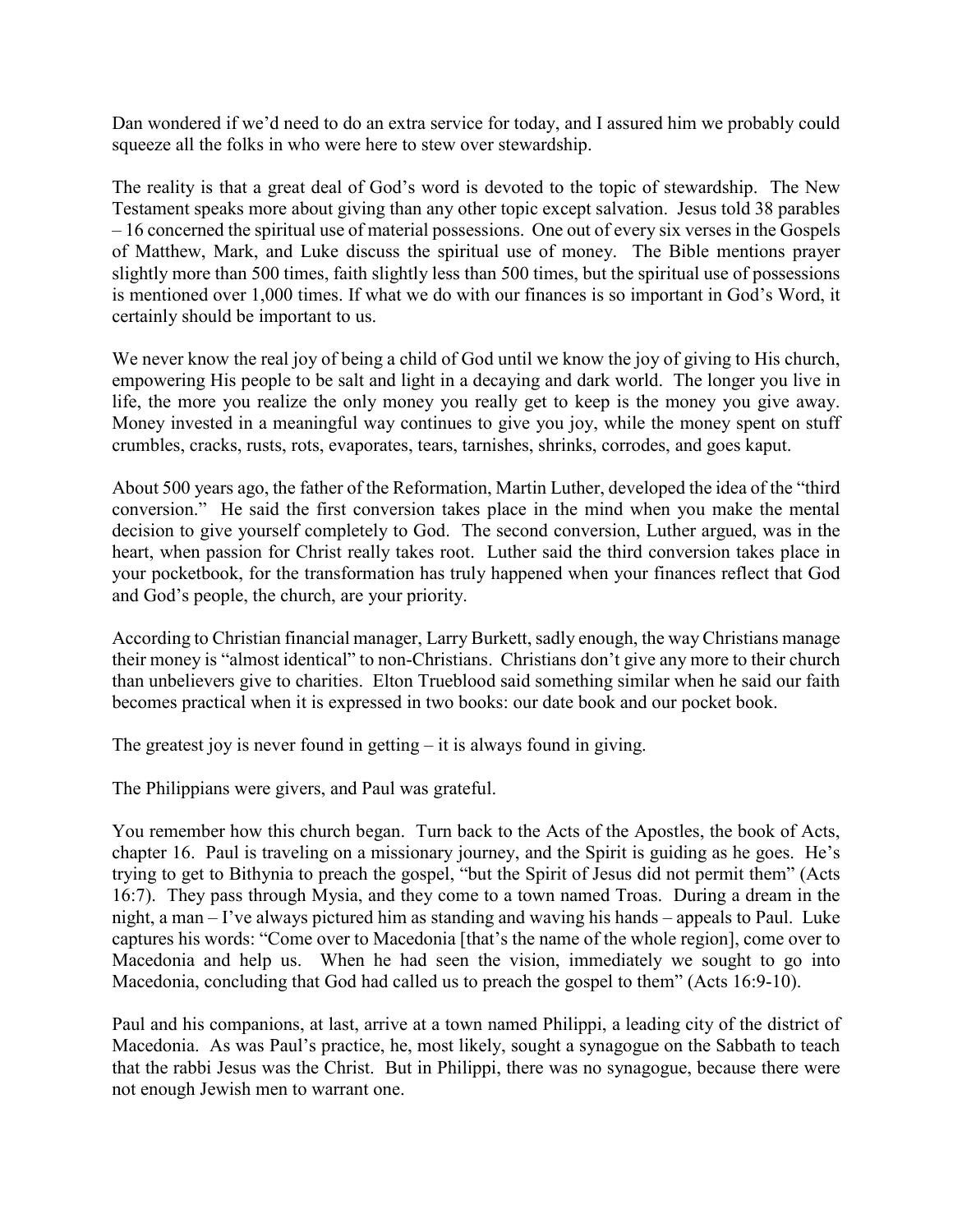Dan wondered if we'd need to do an extra service for today, and I assured him we probably could squeeze all the folks in who were here to stew over stewardship.

The reality is that a great deal of God's word is devoted to the topic of stewardship. The New Testament speaks more about giving than any other topic except salvation. Jesus told 38 parables – 16 concerned the spiritual use of material possessions. One out of every six verses in the Gospels of Matthew, Mark, and Luke discuss the spiritual use of money. The Bible mentions prayer slightly more than 500 times, faith slightly less than 500 times, but the spiritual use of possessions is mentioned over 1,000 times. If what we do with our finances is so important in God's Word, it certainly should be important to us.

We never know the real joy of being a child of God until we know the joy of giving to His church, empowering His people to be salt and light in a decaying and dark world. The longer you live in life, the more you realize the only money you really get to keep is the money you give away. Money invested in a meaningful way continues to give you joy, while the money spent on stuff crumbles, cracks, rusts, rots, evaporates, tears, tarnishes, shrinks, corrodes, and goes kaput.

About 500 years ago, the father of the Reformation, Martin Luther, developed the idea of the "third conversion." He said the first conversion takes place in the mind when you make the mental decision to give yourself completely to God. The second conversion, Luther argued, was in the heart, when passion for Christ really takes root. Luther said the third conversion takes place in your pocketbook, for the transformation has truly happened when your finances reflect that God and God's people, the church, are your priority.

According to Christian financial manager, Larry Burkett, sadly enough, the way Christians manage their money is "almost identical" to non-Christians. Christians don't give any more to their church than unbelievers give to charities. Elton Trueblood said something similar when he said our faith becomes practical when it is expressed in two books: our date book and our pocket book.

The greatest joy is never found in getting – it is always found in giving.

The Philippians were givers, and Paul was grateful.

You remember how this church began. Turn back to the Acts of the Apostles, the book of Acts, chapter 16. Paul is traveling on a missionary journey, and the Spirit is guiding as he goes. He's trying to get to Bithynia to preach the gospel, "but the Spirit of Jesus did not permit them" (Acts 16:7). They pass through Mysia, and they come to a town named Troas. During a dream in the night, a man – I've always pictured him as standing and waving his hands – appeals to Paul. Luke captures his words: "Come over to Macedonia [that's the name of the whole region], come over to Macedonia and help us. When he had seen the vision, immediately we sought to go into Macedonia, concluding that God had called us to preach the gospel to them" (Acts 16:9-10).

Paul and his companions, at last, arrive at a town named Philippi, a leading city of the district of Macedonia. As was Paul's practice, he, most likely, sought a synagogue on the Sabbath to teach that the rabbi Jesus was the Christ. But in Philippi, there was no synagogue, because there were not enough Jewish men to warrant one.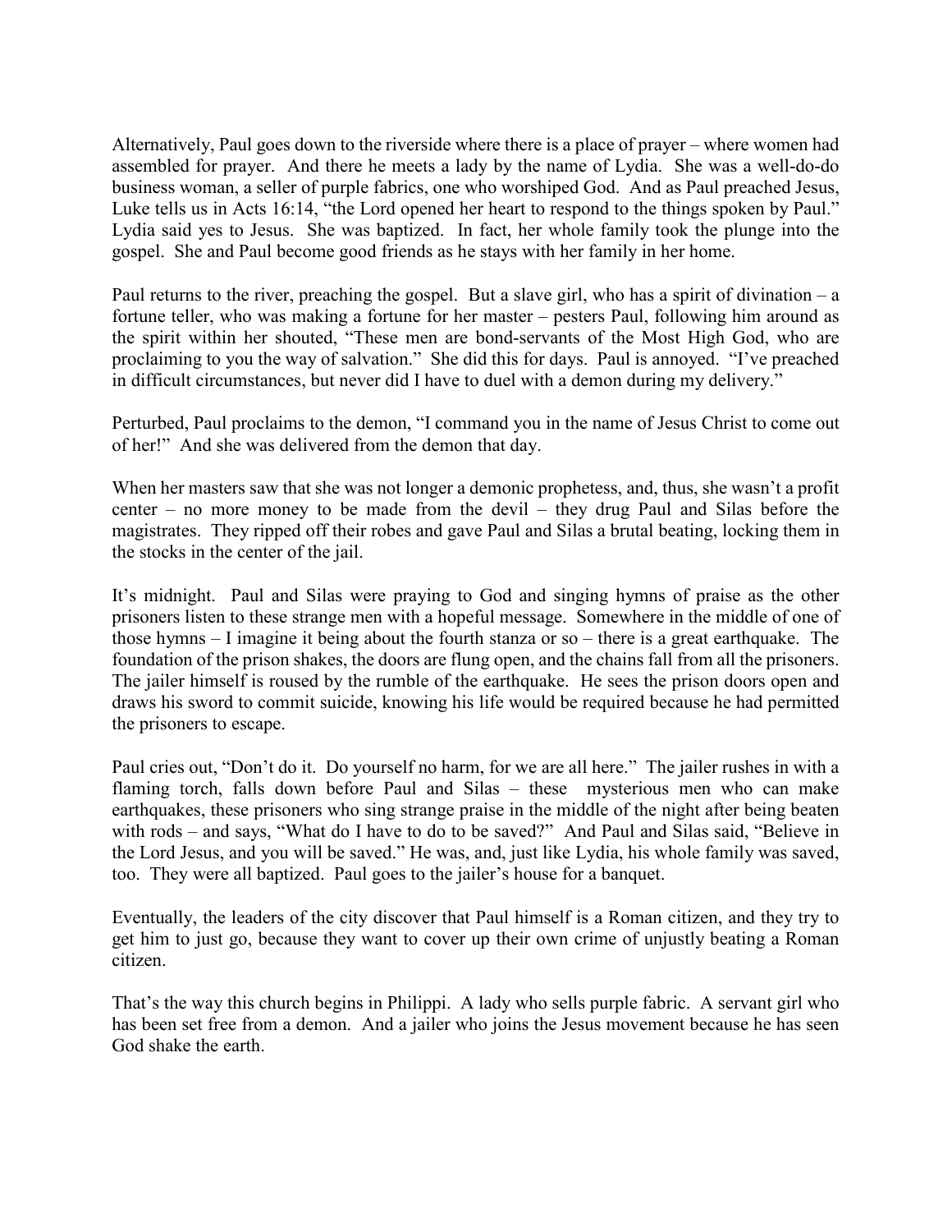Alternatively, Paul goes down to the riverside where there is a place of prayer – where women had assembled for prayer. And there he meets a lady by the name of Lydia. She was a well-do-do business woman, a seller of purple fabrics, one who worshiped God. And as Paul preached Jesus, Luke tells us in Acts 16:14, "the Lord opened her heart to respond to the things spoken by Paul." Lydia said yes to Jesus. She was baptized. In fact, her whole family took the plunge into the gospel. She and Paul become good friends as he stays with her family in her home.

Paul returns to the river, preaching the gospel. But a slave girl, who has a spirit of divination – a fortune teller, who was making a fortune for her master – pesters Paul, following him around as the spirit within her shouted, "These men are bond-servants of the Most High God, who are proclaiming to you the way of salvation." She did this for days. Paul is annoyed. "I've preached in difficult circumstances, but never did I have to duel with a demon during my delivery."

Perturbed, Paul proclaims to the demon, "I command you in the name of Jesus Christ to come out of her!" And she was delivered from the demon that day.

When her masters saw that she was not longer a demonic prophetess, and, thus, she wasn't a profit center – no more money to be made from the devil – they drug Paul and Silas before the magistrates. They ripped off their robes and gave Paul and Silas a brutal beating, locking them in the stocks in the center of the jail.

It's midnight. Paul and Silas were praying to God and singing hymns of praise as the other prisoners listen to these strange men with a hopeful message. Somewhere in the middle of one of those hymns – I imagine it being about the fourth stanza or so – there is a great earthquake. The foundation of the prison shakes, the doors are flung open, and the chains fall from all the prisoners. The jailer himself is roused by the rumble of the earthquake. He sees the prison doors open and draws his sword to commit suicide, knowing his life would be required because he had permitted the prisoners to escape.

Paul cries out, "Don't do it. Do yourself no harm, for we are all here." The jailer rushes in with a flaming torch, falls down before Paul and Silas – these mysterious men who can make earthquakes, these prisoners who sing strange praise in the middle of the night after being beaten with rods – and says, "What do I have to do to be saved?" And Paul and Silas said, "Believe in the Lord Jesus, and you will be saved." He was, and, just like Lydia, his whole family was saved, too. They were all baptized. Paul goes to the jailer's house for a banquet.

Eventually, the leaders of the city discover that Paul himself is a Roman citizen, and they try to get him to just go, because they want to cover up their own crime of unjustly beating a Roman citizen.

That's the way this church begins in Philippi. A lady who sells purple fabric. A servant girl who has been set free from a demon. And a jailer who joins the Jesus movement because he has seen God shake the earth.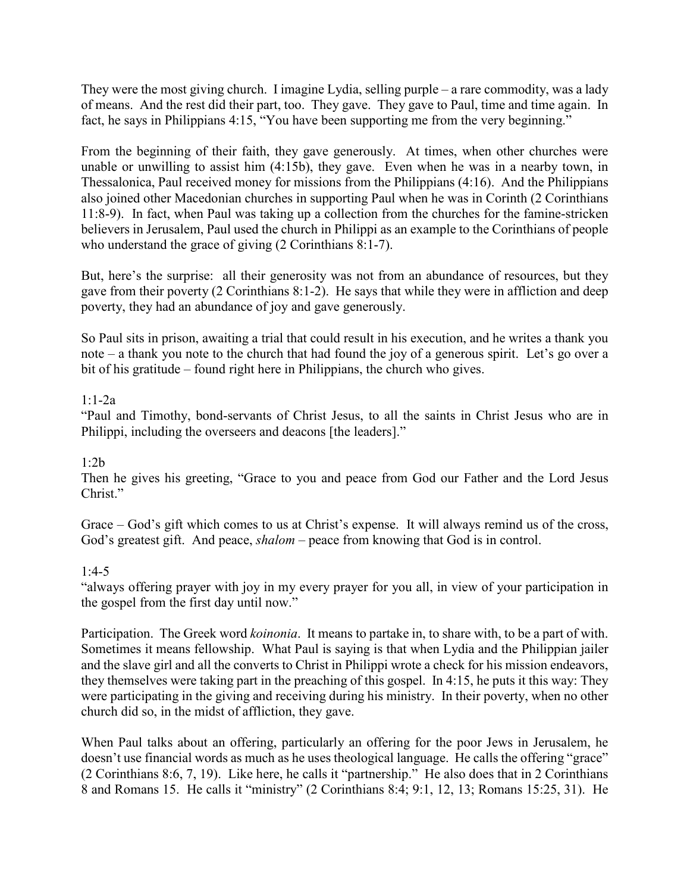They were the most giving church. I imagine Lydia, selling purple – a rare commodity, was a lady of means. And the rest did their part, too. They gave. They gave to Paul, time and time again. In fact, he says in Philippians 4:15, "You have been supporting me from the very beginning."

From the beginning of their faith, they gave generously. At times, when other churches were unable or unwilling to assist him (4:15b), they gave. Even when he was in a nearby town, in Thessalonica, Paul received money for missions from the Philippians (4:16). And the Philippians also joined other Macedonian churches in supporting Paul when he was in Corinth (2 Corinthians 11:8-9). In fact, when Paul was taking up a collection from the churches for the famine-stricken believers in Jerusalem, Paul used the church in Philippi as an example to the Corinthians of people who understand the grace of giving (2 Corinthians 8:1-7).

But, here's the surprise: all their generosity was not from an abundance of resources, but they gave from their poverty (2 Corinthians 8:1-2). He says that while they were in affliction and deep poverty, they had an abundance of joy and gave generously.

So Paul sits in prison, awaiting a trial that could result in his execution, and he writes a thank you note – a thank you note to the church that had found the joy of a generous spirit. Let's go over a bit of his gratitude – found right here in Philippians, the church who gives.

1:1-2a

"Paul and Timothy, bond-servants of Christ Jesus, to all the saints in Christ Jesus who are in Philippi, including the overseers and deacons [the leaders]."

1:2b

Then he gives his greeting, "Grace to you and peace from God our Father and the Lord Jesus Christ."

Grace – God's gift which comes to us at Christ's expense. It will always remind us of the cross, God's greatest gift. And peace, *shalom* – peace from knowing that God is in control.

1:4-5

"always offering prayer with joy in my every prayer for you all, in view of your participation in the gospel from the first day until now."

Participation. The Greek word *koinonia*. It means to partake in, to share with, to be a part of with. Sometimes it means fellowship. What Paul is saying is that when Lydia and the Philippian jailer and the slave girl and all the converts to Christ in Philippi wrote a check for his mission endeavors, they themselves were taking part in the preaching of this gospel. In 4:15, he puts it this way: They were participating in the giving and receiving during his ministry. In their poverty, when no other church did so, in the midst of affliction, they gave.

When Paul talks about an offering, particularly an offering for the poor Jews in Jerusalem, he doesn't use financial words as much as he uses theological language. He calls the offering "grace" (2 Corinthians 8:6, 7, 19). Like here, he calls it "partnership." He also does that in 2 Corinthians 8 and Romans 15. He calls it "ministry" (2 Corinthians 8:4; 9:1, 12, 13; Romans 15:25, 31). He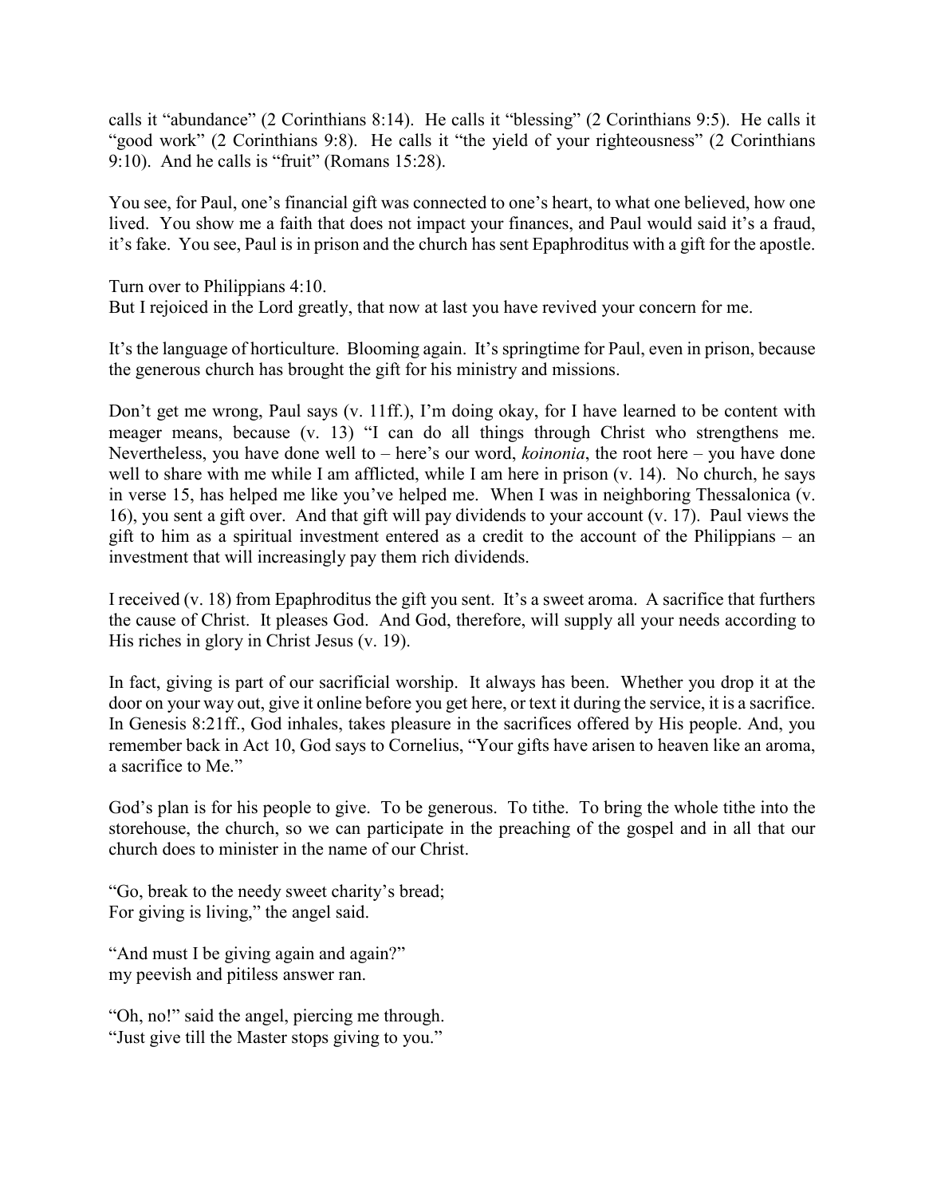calls it "abundance" (2 Corinthians 8:14). He calls it "blessing" (2 Corinthians 9:5). He calls it "good work" (2 Corinthians 9:8). He calls it "the yield of your righteousness" (2 Corinthians 9:10). And he calls is "fruit" (Romans 15:28).

You see, for Paul, one's financial gift was connected to one's heart, to what one believed, how one lived. You show me a faith that does not impact your finances, and Paul would said it's a fraud, it's fake. You see, Paul is in prison and the church has sent Epaphroditus with a gift for the apostle.

Turn over to Philippians 4:10.
But I rejoiced in the Lord greatly, that now at last you have revived your concern for me.

It's the language of horticulture. Blooming again. It's springtime for Paul, even in prison, because the generous church has brought the gift for his ministry and missions.

Don't get me wrong, Paul says (v. 11ff.), I'm doing okay, for I have learned to be content with meager means, because (v. 13) "I can do all things through Christ who strengthens me. Nevertheless, you have done well to – here's our word, *koinonia*, the root here – you have done well to share with me while I am afflicted, while I am here in prison (v. 14). No church, he says in verse 15, has helped me like you've helped me. When I was in neighboring Thessalonica (v. 16), you sent a gift over. And that gift will pay dividends to your account (v. 17). Paul views the gift to him as a spiritual investment entered as a credit to the account of the Philippians – an investment that will increasingly pay them rich dividends.

I received (v. 18) from Epaphroditus the gift you sent. It's a sweet aroma. A sacrifice that furthers the cause of Christ. It pleases God. And God, therefore, will supply all your needs according to His riches in glory in Christ Jesus (v. 19).

In fact, giving is part of our sacrificial worship. It always has been. Whether you drop it at the door on your way out, give it online before you get here, or text it during the service, it is a sacrifice. In Genesis 8:21ff., God inhales, takes pleasure in the sacrifices offered by His people. And, you remember back in Act 10, God says to Cornelius, "Your gifts have arisen to heaven like an aroma, a sacrifice to Me."

God's plan is for his people to give. To be generous. To tithe. To bring the whole tithe into the storehouse, the church, so we can participate in the preaching of the gospel and in all that our church does to minister in the name of our Christ.

"Go, break to the needy sweet charity's bread;
For giving is living," the angel said.

"And must I be giving again and again?"
my peevish and pitiless answer ran.

"Oh, no!" said the angel, piercing me through.
"Just give till the Master stops giving to you."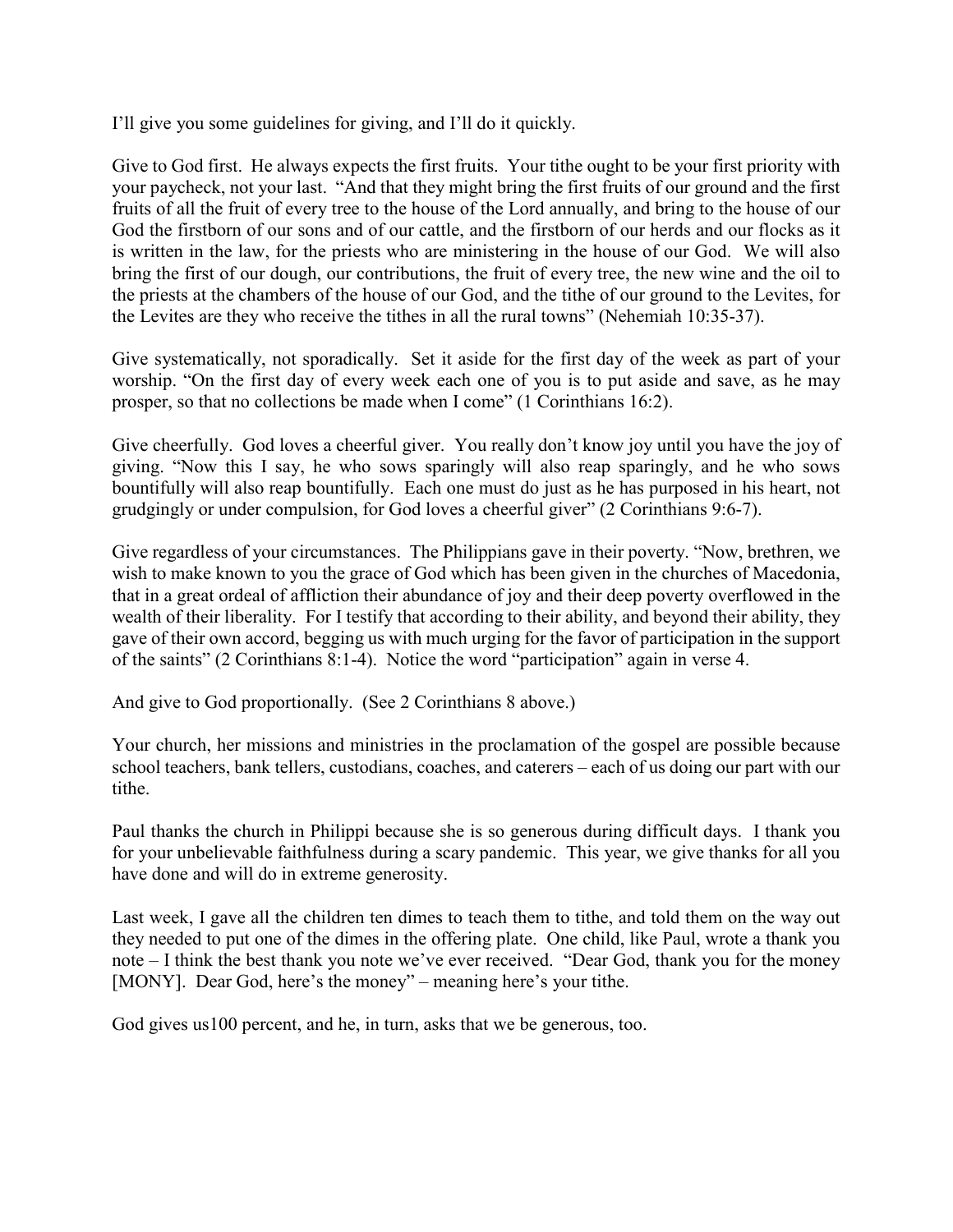I'll give you some guidelines for giving, and I'll do it quickly.

Give to God first. He always expects the first fruits. Your tithe ought to be your first priority with your paycheck, not your last. "And that they might bring the first fruits of our ground and the first fruits of all the fruit of every tree to the house of the Lord annually, and bring to the house of our God the firstborn of our sons and of our cattle, and the firstborn of our herds and our flocks as it is written in the law, for the priests who are ministering in the house of our God. We will also bring the first of our dough, our contributions, the fruit of every tree, the new wine and the oil to the priests at the chambers of the house of our God, and the tithe of our ground to the Levites, for the Levites are they who receive the tithes in all the rural towns" (Nehemiah 10:35-37).

Give systematically, not sporadically. Set it aside for the first day of the week as part of your worship. "On the first day of every week each one of you is to put aside and save, as he may prosper, so that no collections be made when I come" (1 Corinthians 16:2).

Give cheerfully. God loves a cheerful giver. You really don't know joy until you have the joy of giving. "Now this I say, he who sows sparingly will also reap sparingly, and he who sows bountifully will also reap bountifully. Each one must do just as he has purposed in his heart, not grudgingly or under compulsion, for God loves a cheerful giver" (2 Corinthians 9:6-7).

Give regardless of your circumstances. The Philippians gave in their poverty. "Now, brethren, we wish to make known to you the grace of God which has been given in the churches of Macedonia, that in a great ordeal of affliction their abundance of joy and their deep poverty overflowed in the wealth of their liberality. For I testify that according to their ability, and beyond their ability, they gave of their own accord, begging us with much urging for the favor of participation in the support of the saints" (2 Corinthians 8:1-4). Notice the word "participation" again in verse 4.

And give to God proportionally. (See 2 Corinthians 8 above.)

Your church, her missions and ministries in the proclamation of the gospel are possible because school teachers, bank tellers, custodians, coaches, and caterers – each of us doing our part with our tithe.

Paul thanks the church in Philippi because she is so generous during difficult days. I thank you for your unbelievable faithfulness during a scary pandemic. This year, we give thanks for all you have done and will do in extreme generosity.

Last week, I gave all the children ten dimes to teach them to tithe, and told them on the way out they needed to put one of the dimes in the offering plate. One child, like Paul, wrote a thank you note – I think the best thank you note we've ever received. "Dear God, thank you for the money [MONY]. Dear God, here's the money" – meaning here's your tithe.

God gives us100 percent, and he, in turn, asks that we be generous, too.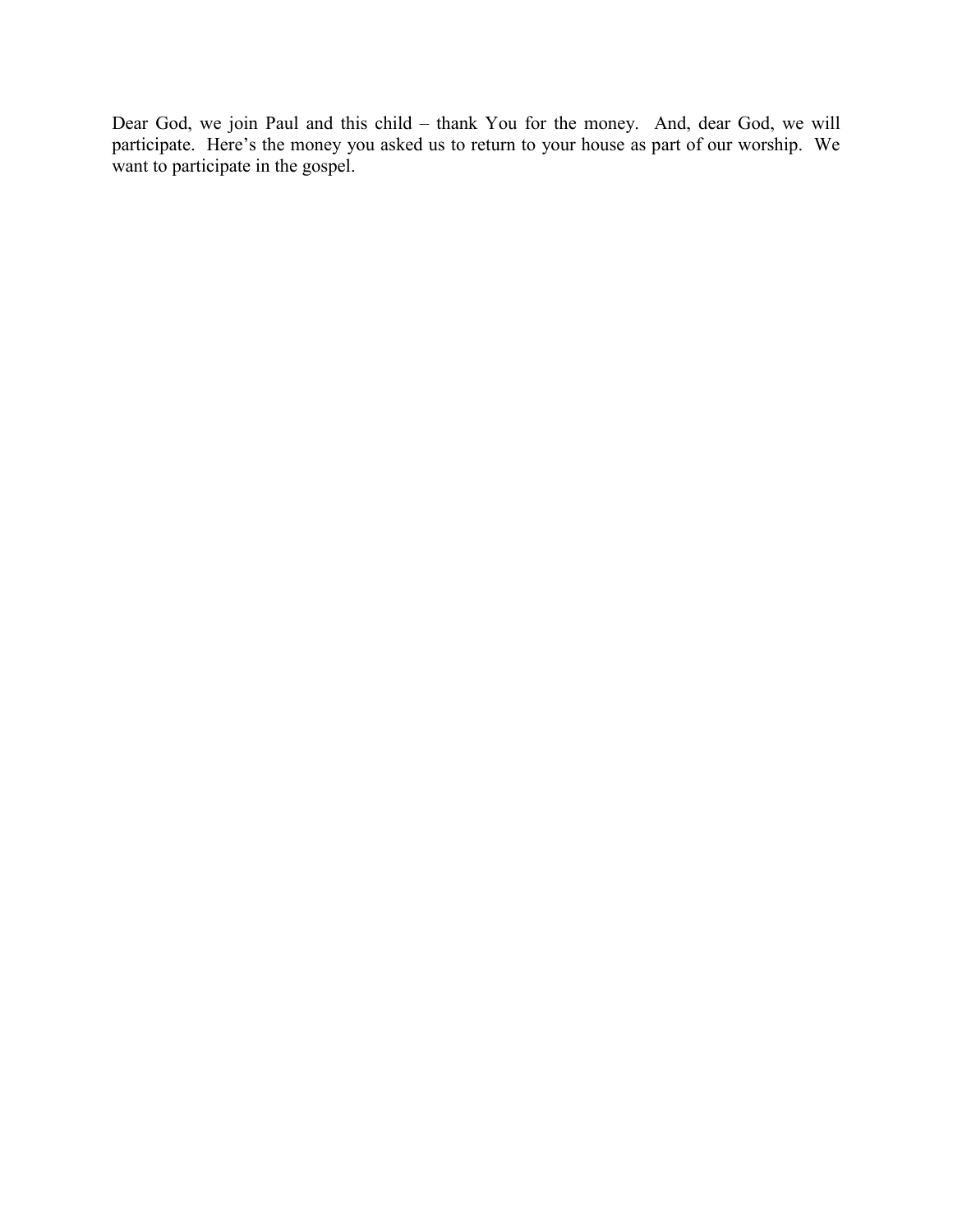Dear God, we join Paul and this child – thank You for the money. And, dear God, we will participate. Here's the money you asked us to return to your house as part of our worship. We want to participate in the gospel.